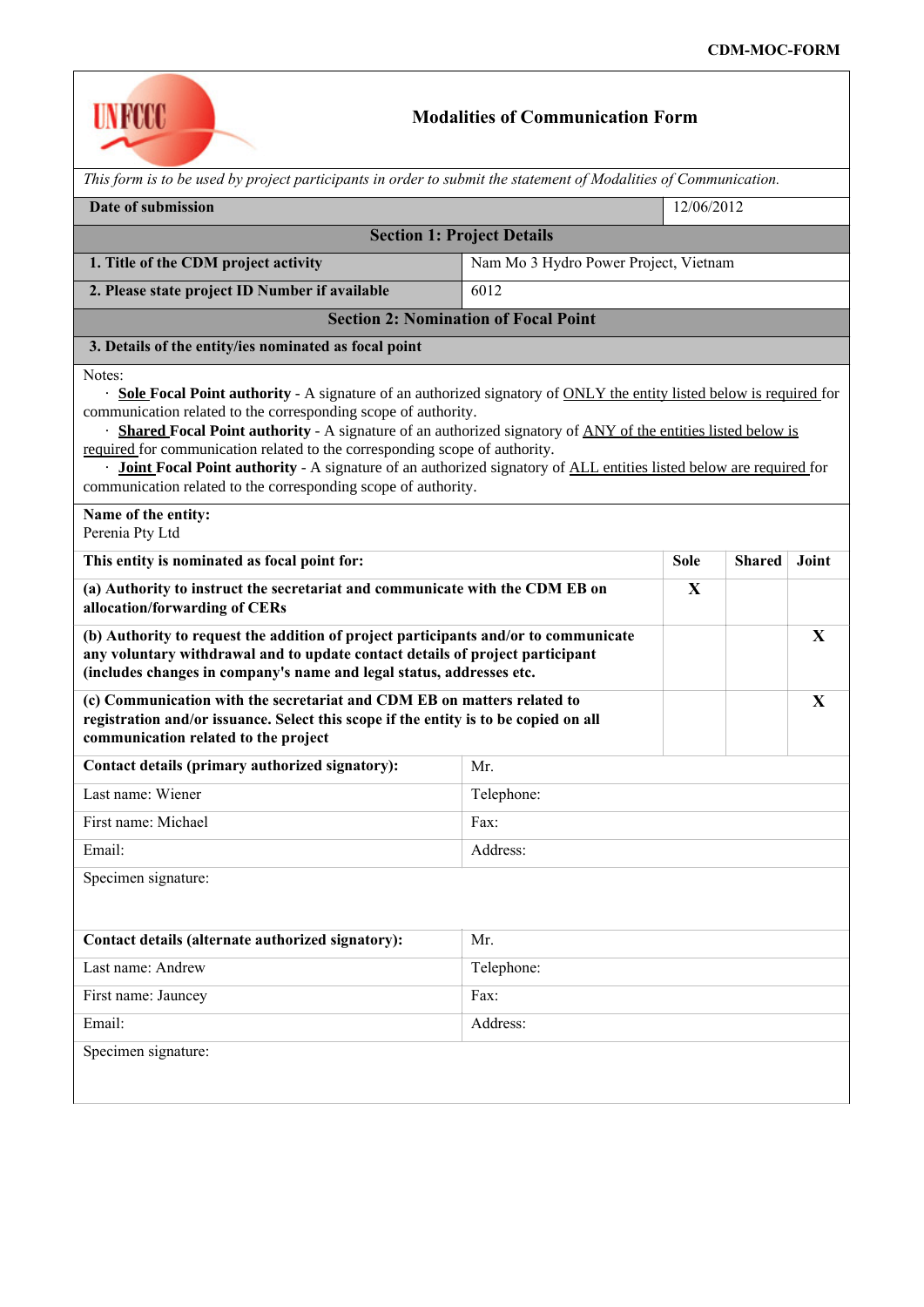# Modalities of Communication Form

*This form is to be used by project participants in order to submit the statement of Modalities of Communication.*

| **Date of submission** | 12/06/2012 |
|---|---|

## Section 1: Project Details

| | |
|---|---|
| **1. Title of the CDM project activity** | Nam Mo 3 Hydro Power Project, Vietnam |
| **2. Please state project ID Number if available** | 6012 |

## Section 2: Nomination of Focal Point

**3. Details of the entity/ies nominated as focal point**

Notes:

- **Sole Focal Point authority** - A signature of an authorized signatory of ONLY the entity listed below is required for communication related to the corresponding scope of authority.
- **Shared Focal Point authority** - A signature of an authorized signatory of ANY of the entities listed below is required for communication related to the corresponding scope of authority.
- **Joint Focal Point authority** - A signature of an authorized signatory of ALL entities listed below are required for communication related to the corresponding scope of authority.

**Name of the entity:**
Perenia Pty Ltd

| **This entity is nominated as focal point for:** | **Sole** | **Shared** | **Joint** |
|---|---|---|---|
| **(a) Authority to instruct the secretariat and communicate with the CDM EB on allocation/forwarding of CERs** | X | | |
| **(b) Authority to request the addition of project participants and/or to communicate any voluntary withdrawal and to update contact details of project participant (includes changes in company's name and legal status, addresses etc.** | | | X |
| **(c) Communication with the secretariat and CDM EB on matters related to registration and/or issuance. Select this scope if the entity is to be copied on all communication related to the project** | | | X |

| | |
|---|---|
| **Contact details (primary authorized signatory):** | Mr. |
| Last name: Wiener | Telephone: |
| First name: Michael | Fax: |
| Email: | Address: |

Specimen signature:

| | |
|---|---|
| **Contact details (alternate authorized signatory):** | Mr. |
| Last name: Andrew | Telephone: |
| First name: Jauncey | Fax: |
| Email: | Address: |

Specimen signature: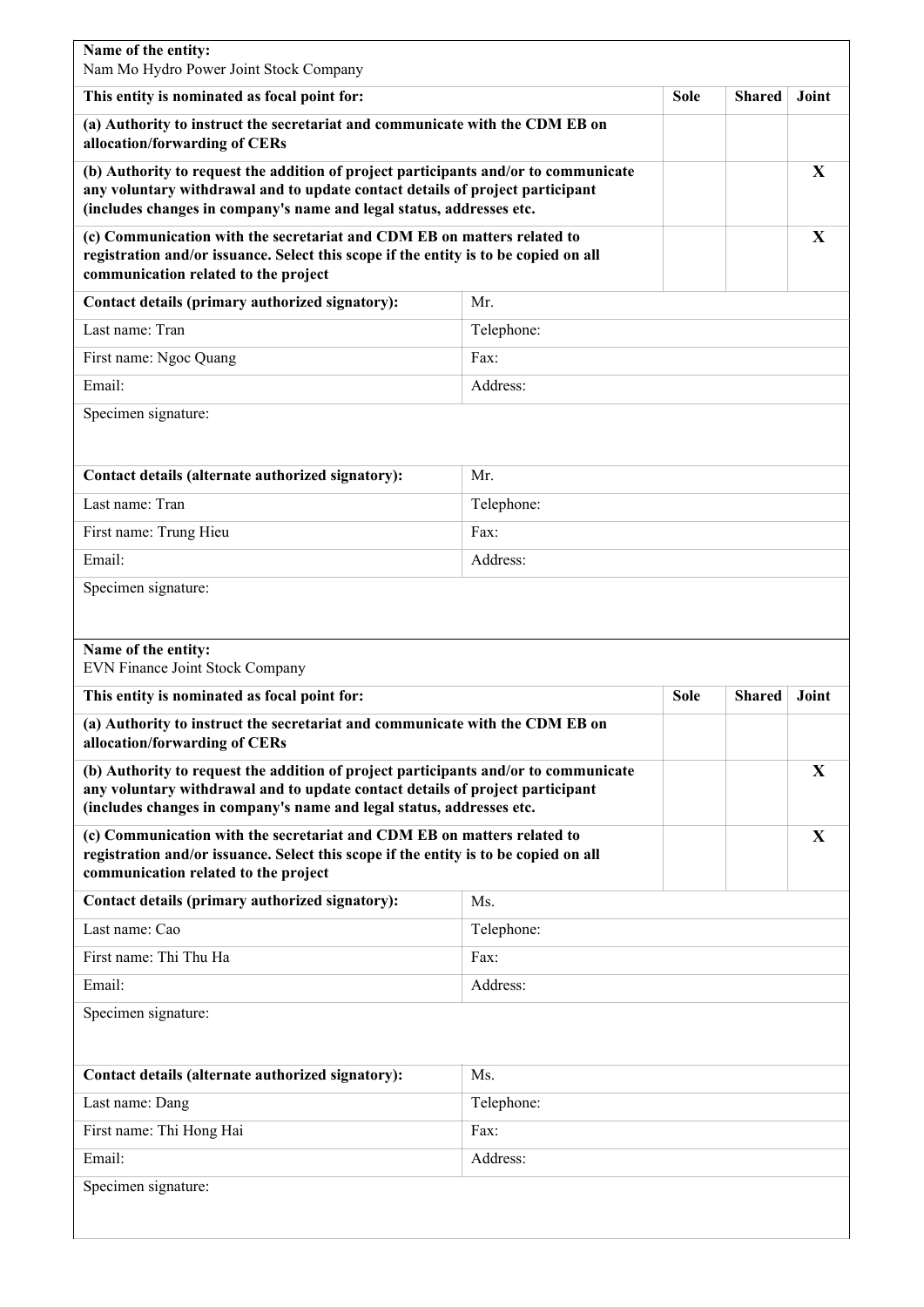| **Name of the entity:**<br>Nam Mo Hydro Power Joint Stock Company | | | | |
|---|---|---|---|---|
| **This entity is nominated as focal point for:** | | **Sole** | **Shared** | **Joint** |
| **(a) Authority to instruct the secretariat and communicate with the CDM EB on allocation/forwarding of CERs** | | | | |
| **(b) Authority to request the addition of project participants and/or to communicate any voluntary withdrawal and to update contact details of project participant (includes changes in company's name and legal status, addresses etc.** | | | | **X** |
| **(c) Communication with the secretariat and CDM EB on matters related to registration and/or issuance. Select this scope if the entity is to be copied on all communication related to the project** | | | | **X** |
| **Contact details (primary authorized signatory):** | Mr. | | | |
| Last name: Tran | Telephone: | | | |
| First name: Ngoc Quang | Fax: | | | |
| Email: | Address: | | | |
| Specimen signature: | | | | |
| **Contact details (alternate authorized signatory):** | Mr. | | | |
| Last name: Tran | Telephone: | | | |
| First name: Trung Hieu | Fax: | | | |
| Email: | Address: | | | |
| Specimen signature: | | | | |

| **Name of the entity:**<br>EVN Finance Joint Stock Company | | | | |
|---|---|---|---|---|
| **This entity is nominated as focal point for:** | | **Sole** | **Shared** | **Joint** |
| **(a) Authority to instruct the secretariat and communicate with the CDM EB on allocation/forwarding of CERs** | | | | |
| **(b) Authority to request the addition of project participants and/or to communicate any voluntary withdrawal and to update contact details of project participant (includes changes in company's name and legal status, addresses etc.** | | | | **X** |
| **(c) Communication with the secretariat and CDM EB on matters related to registration and/or issuance. Select this scope if the entity is to be copied on all communication related to the project** | | | | **X** |
| **Contact details (primary authorized signatory):** | Ms. | | | |
| Last name: Cao | Telephone: | | | |
| First name: Thi Thu Ha | Fax: | | | |
| Email: | Address: | | | |
| Specimen signature: | | | | |
| **Contact details (alternate authorized signatory):** | Ms. | | | |
| Last name: Dang | Telephone: | | | |
| First name: Thi Hong Hai | Fax: | | | |
| Email: | Address: | | | |
| Specimen signature: | | | | |